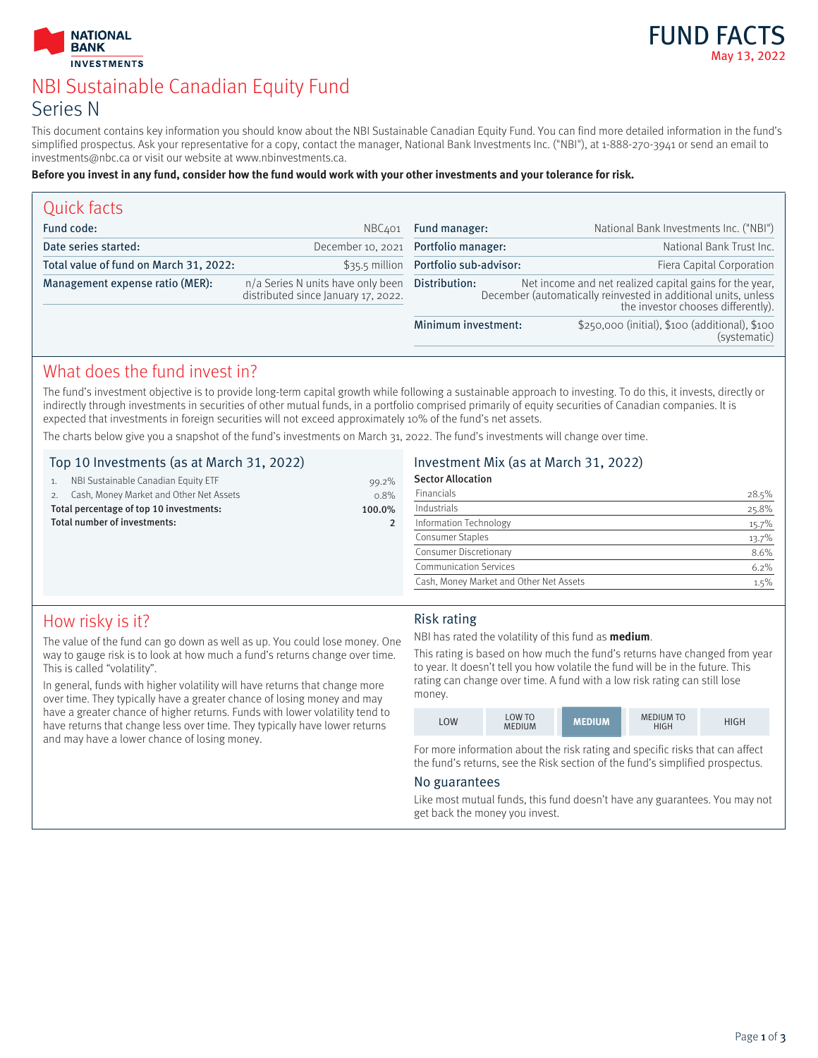NATIONAL BANK INVESTMENTS

# FUND FACTS

May 13, 2022

# NBI Sustainable Canadian Equity Fund

## Series N

This document contains key information you should know about the NBI Sustainable Canadian Equity Fund. You can find more detailed information in the fund's simplified prospectus. Ask your representative for a copy, contact the manager, National Bank Investments Inc. ("NBI"), at 1-888-270-3941 or send an email to investments@nbc.ca or visit our website at www.nbinvestments.ca.

**Before you invest in any fund, consider how the fund would work with your other investments and your tolerance for risk.**

## Quick facts

| | |
|---|---|
| **Fund code:** | NBC401 |
| **Date series started:** | December 10, 2021 |
| **Total value of fund on March 31, 2022:** | $35.5 million |
| **Management expense ratio (MER):** | n/a Series N units have only been distributed since January 17, 2022. |
| **Fund manager:** | National Bank Investments Inc. ("NBI") |
| **Portfolio manager:** | National Bank Trust Inc. |
| **Portfolio sub-advisor:** | Fiera Capital Corporation |
| **Distribution:** | Net income and net realized capital gains for the year, December (automatically reinvested in additional units, unless the investor chooses differently). |
| **Minimum investment:** | $250,000 (initial), $100 (additional), $100 (systematic) |

## What does the fund invest in?

The fund's investment objective is to provide long-term capital growth while following a sustainable approach to investing. To do this, it invests, directly or indirectly through investments in securities of other mutual funds, in a portfolio comprised primarily of equity securities of Canadian companies. It is expected that investments in foreign securities will not exceed approximately 10% of the fund's net assets.

The charts below give you a snapshot of the fund's investments on March 31, 2022. The fund's investments will change over time.

### Top 10 Investments (as at March 31, 2022)

| | | |
|---|---|---|
| 1. | NBI Sustainable Canadian Equity ETF | 99.2% |
| 2. | Cash, Money Market and Other Net Assets | 0.8% |
| | **Total percentage of top 10 investments:** | **100.0%** |
| | **Total number of investments:** | **2** |

### Investment Mix (as at March 31, 2022)

**Sector Allocation**

| | |
|---|---|
| Financials | 28.5% |
| Industrials | 25.8% |
| Information Technology | 15.7% |
| Consumer Staples | 13.7% |
| Consumer Discretionary | 8.6% |
| Communication Services | 6.2% |
| Cash, Money Market and Other Net Assets | 1.5% |

## How risky is it?

The value of the fund can go down as well as up. You could lose money. One way to gauge risk is to look at how much a fund's returns change over time. This is called "volatility".

In general, funds with higher volatility will have returns that change more over time. They typically have a greater chance of losing money and may have a greater chance of higher returns. Funds with lower volatility tend to have returns that change less over time. They typically have lower returns and may have a lower chance of losing money.

### Risk rating

NBI has rated the volatility of this fund as **medium**.

This rating is based on how much the fund's returns have changed from year to year. It doesn't tell you how volatile the fund will be in the future. This rating can change over time. A fund with a low risk rating can still lose money.

| LOW | LOW TO MEDIUM | **MEDIUM** | MEDIUM TO HIGH | HIGH |
|---|---|---|---|---|

For more information about the risk rating and specific risks that can affect the fund's returns, see the Risk section of the fund's simplified prospectus.

### No guarantees

Like most mutual funds, this fund doesn't have any guarantees. You may not get back the money you invest.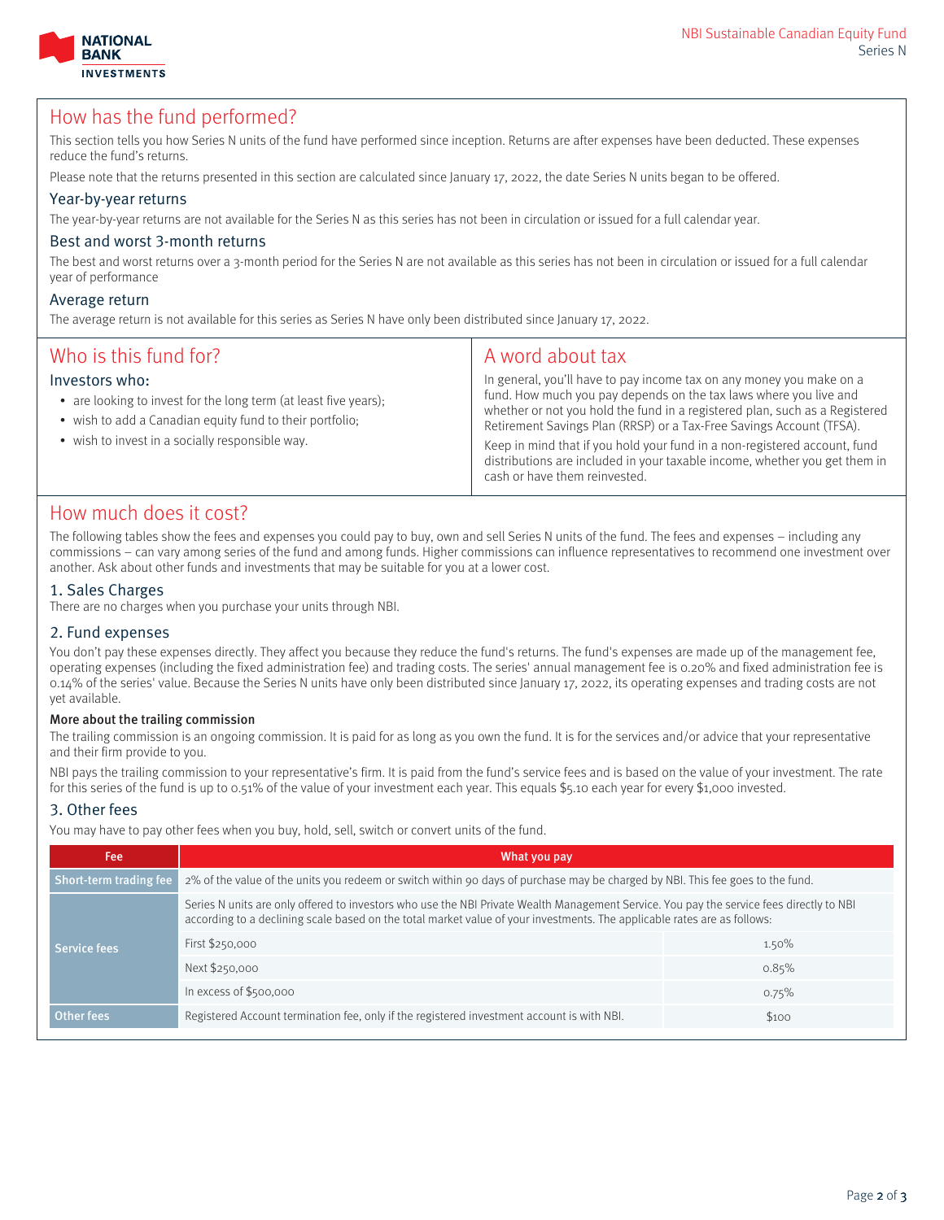## How has the fund performed?

This section tells you how Series N units of the fund have performed since inception. Returns are after expenses have been deducted. These expenses reduce the fund's returns.

Please note that the returns presented in this section are calculated since January 17, 2022, the date Series N units began to be offered.

### Year-by-year returns

The year-by-year returns are not available for the Series N as this series has not been in circulation or issued for a full calendar year.

### Best and worst 3-month returns

The best and worst returns over a 3-month period for the Series N are not available as this series has not been in circulation or issued for a full calendar year of performance

### Average return

The average return is not available for this series as Series N have only been distributed since January 17, 2022.

## Who is this fund for?

### Investors who:

- are looking to invest for the long term (at least five years);
- wish to add a Canadian equity fund to their portfolio;
- wish to invest in a socially responsible way.

## A word about tax

In general, you'll have to pay income tax on any money you make on a fund. How much you pay depends on the tax laws where you live and whether or not you hold the fund in a registered plan, such as a Registered Retirement Savings Plan (RRSP) or a Tax-Free Savings Account (TFSA).

Keep in mind that if you hold your fund in a non-registered account, fund distributions are included in your taxable income, whether you get them in cash or have them reinvested.

## How much does it cost?

The following tables show the fees and expenses you could pay to buy, own and sell Series N units of the fund. The fees and expenses – including any commissions – can vary among series of the fund and among funds. Higher commissions can influence representatives to recommend one investment over another. Ask about other funds and investments that may be suitable for you at a lower cost.

### 1. Sales Charges

There are no charges when you purchase your units through NBI.

### 2. Fund expenses

You don't pay these expenses directly. They affect you because they reduce the fund's returns. The fund's expenses are made up of the management fee, operating expenses (including the fixed administration fee) and trading costs. The series' annual management fee is 0.20% and fixed administration fee is 0.14% of the series' value. Because the Series N units have only been distributed since January 17, 2022, its operating expenses and trading costs are not yet available.

**More about the trailing commission**

The trailing commission is an ongoing commission. It is paid for as long as you own the fund. It is for the services and/or advice that your representative and their firm provide to you.

NBI pays the trailing commission to your representative's firm. It is paid from the fund's service fees and is based on the value of your investment. The rate for this series of the fund is up to 0.51% of the value of your investment each year. This equals $5.10 each year for every $1,000 invested.

### 3. Other fees

You may have to pay other fees when you buy, hold, sell, switch or convert units of the fund.

| Fee | What you pay | |
|---|---|---|
| Short-term trading fee | 2% of the value of the units you redeem or switch within 90 days of purchase may be charged by NBI. This fee goes to the fund. | |
| Service fees | Series N units are only offered to investors who use the NBI Private Wealth Management Service. You pay the service fees directly to NBI according to a declining scale based on the total market value of your investments. The applicable rates are as follows: | |
| | First $250,000 | 1.50% |
| | Next $250,000 | 0.85% |
| | In excess of $500,000 | 0.75% |
| Other fees | Registered Account termination fee, only if the registered investment account is with NBI. | $100 |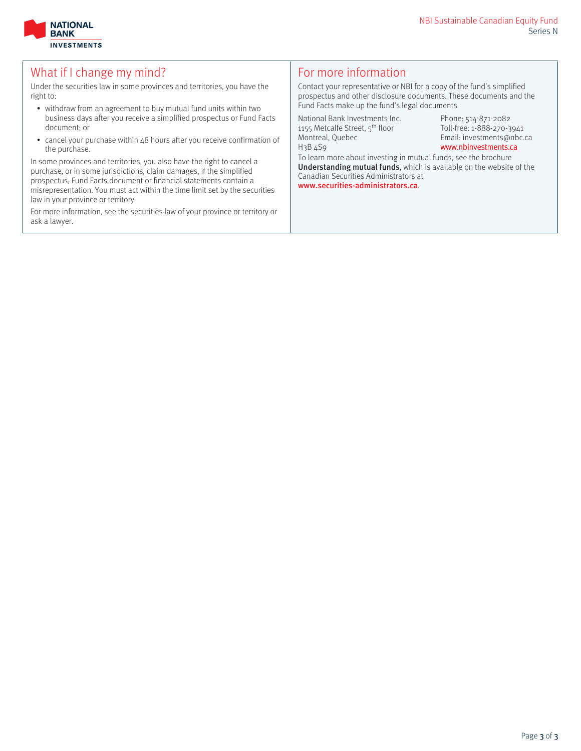## What if I change my mind?

Under the securities law in some provinces and territories, you have the right to:

- withdraw from an agreement to buy mutual fund units within two business days after you receive a simplified prospectus or Fund Facts document; or
- cancel your purchase within 48 hours after you receive confirmation of the purchase.

In some provinces and territories, you also have the right to cancel a purchase, or in some jurisdictions, claim damages, if the simplified prospectus, Fund Facts document or financial statements contain a misrepresentation. You must act within the time limit set by the securities law in your province or territory.

For more information, see the securities law of your province or territory or ask a lawyer.

## For more information

Contact your representative or NBI for a copy of the fund's simplified prospectus and other disclosure documents. These documents and the Fund Facts make up the fund's legal documents.

National Bank Investments Inc.
1155 Metcalfe Street, 5th floor
Montreal, Quebec
H3B 4S9

Phone: 514-871-2082
Toll-free: 1-888-270-3941
Email: investments@nbc.ca
www.nbinvestments.ca

To learn more about investing in mutual funds, see the brochure **Understanding mutual funds**, which is available on the website of the Canadian Securities Administrators at **www.securities-administrators.ca**.